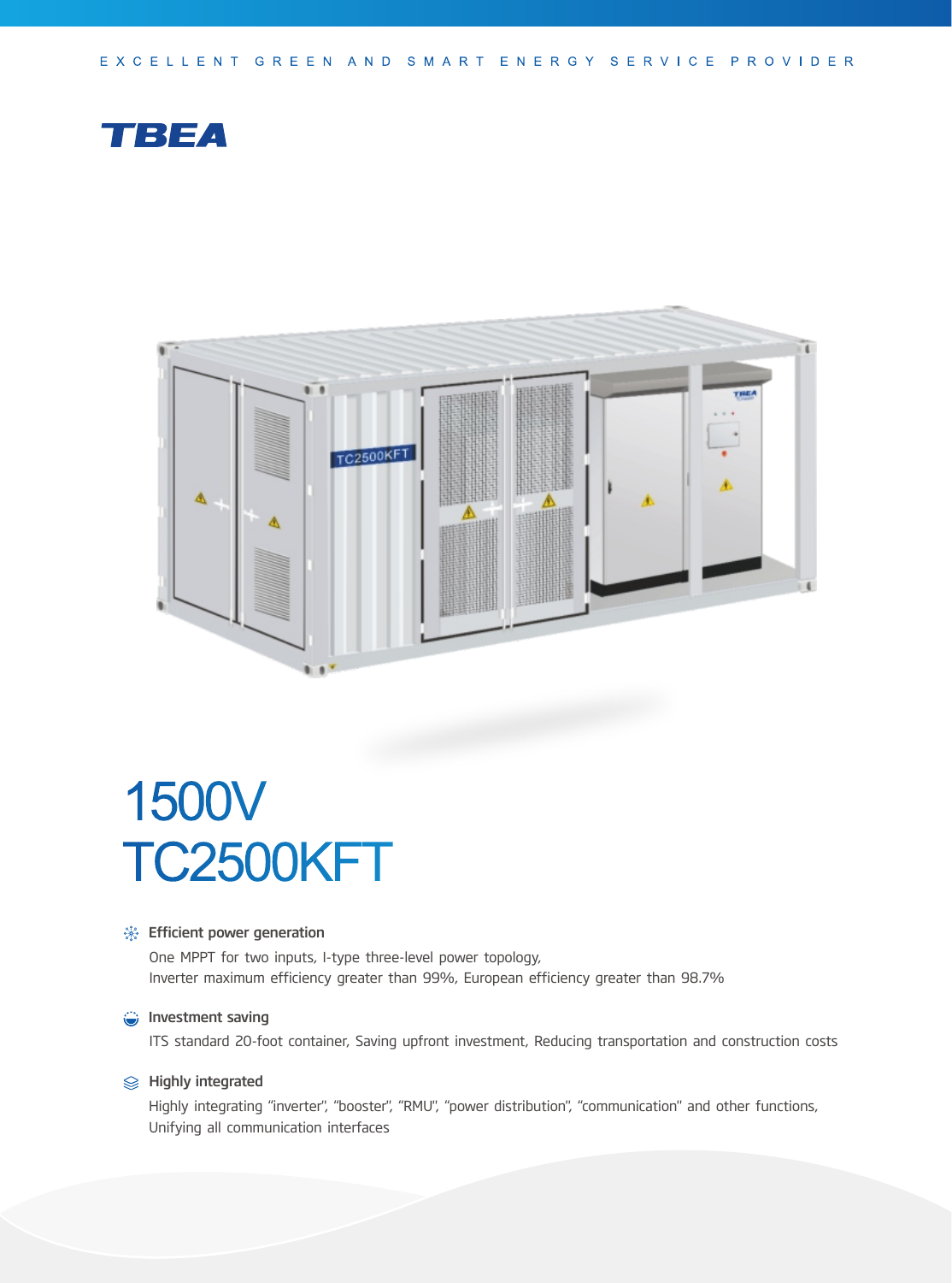EXCELLENT GREEN AND SMART ENERGY SERVICE PROVIDER

TBEA

# 1500V TC2500KFT

### Efficient power generation

One MPPT for two inputs, I-type three-level power topology,
Inverter maximum efficiency greater than 99%, European efficiency greater than 98.7%

### Investment saving

ITS standard 20-foot container, Saving upfront investment, Reducing transportation and construction costs

### Highly integrated

Highly integrating "inverter", "booster", "RMU", "power distribution", "communication" and other functions,
Unifying all communication interfaces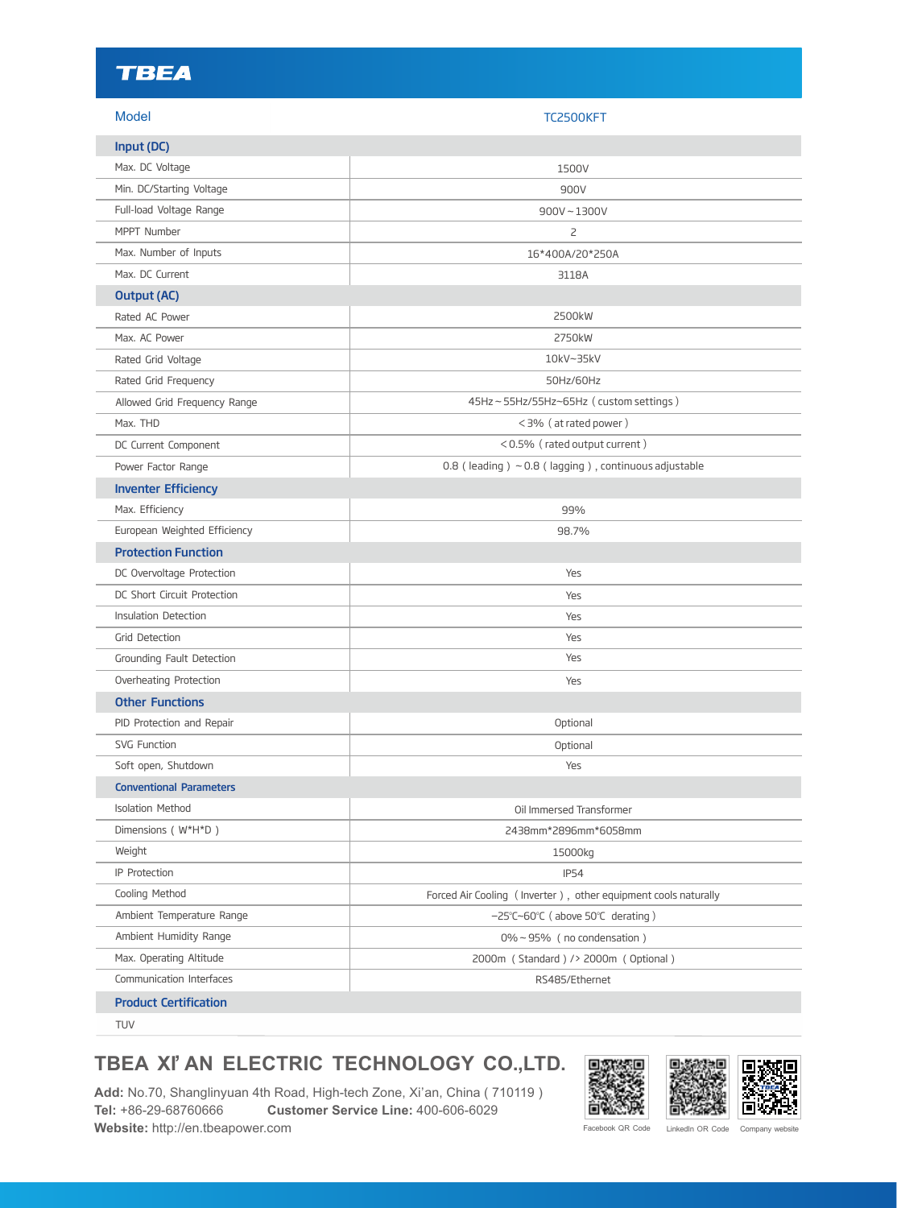**TBEA**

| Model | TC2500KFT |
| --- | --- |
| **Input (DC)** | |
| Max. DC Voltage | 1500V |
| Min. DC/Starting Voltage | 900V |
| Full-load Voltage Range | 900V ~ 1300V |
| MPPT Number | 2 |
| Max. Number of Inputs | 16*400A/20*250A |
| Max. DC Current | 3118A |
| **Output (AC)** | |
| Rated AC Power | 2500kW |
| Max. AC Power | 2750kW |
| Rated Grid Voltage | 10kV~35kV |
| Rated Grid Frequency | 50Hz/60Hz |
| Allowed Grid Frequency Range | 45Hz ~ 55Hz/55Hz~65Hz（custom settings） |
| Max. THD | < 3%（at rated power） |
| DC Current Component | < 0.5%（rated output current） |
| Power Factor Range | 0.8（leading）~ 0.8（lagging）, continuous adjustable |
| **Inventer Efficiency** | |
| Max. Efficiency | 99% |
| European Weighted Efficiency | 98.7% |
| **Protection Function** | |
| DC Overvoltage Protection | Yes |
| DC Short Circuit Protection | Yes |
| Insulation Detection | Yes |
| Grid Detection | Yes |
| Grounding Fault Detection | Yes |
| Overheating Protection | Yes |
| **Other Functions** | |
| PID Protection and Repair | Optional |
| SVG Function | Optional |
| Soft open, Shutdown | Yes |
| **Conventional Parameters** | |
| Isolation Method | Oil Immersed Transformer |
| Dimensions（W*H*D） | 2438mm*2896mm*6058mm |
| Weight | 15000kg |
| IP Protection | IP54 |
| Cooling Method | Forced Air Cooling（Inverter）, other equipment cools naturally |
| Ambient Temperature Range | −25℃~60℃（above 50℃ derating） |
| Ambient Humidity Range | 0% ~ 95%（no condensation） |
| Max. Operating Altitude | 2000m（Standard）/> 2000m（Optional） |
| Communication Interfaces | RS485/Ethernet |
| **Product Certification** | |
| TUV | |

## TBEA XI' AN ELECTRIC TECHNOLOGY CO.,LTD.

**Add:** No.70, Shanglinyuan 4th Road, High-tech Zone, Xi'an, China ( 710119 )
**Tel:** +86-29-68760666 **Customer Service Line:** 400-606-6029
**Website:** http://en.tbeapower.com

Facebook QR Code LinkedIn QR Code Company website